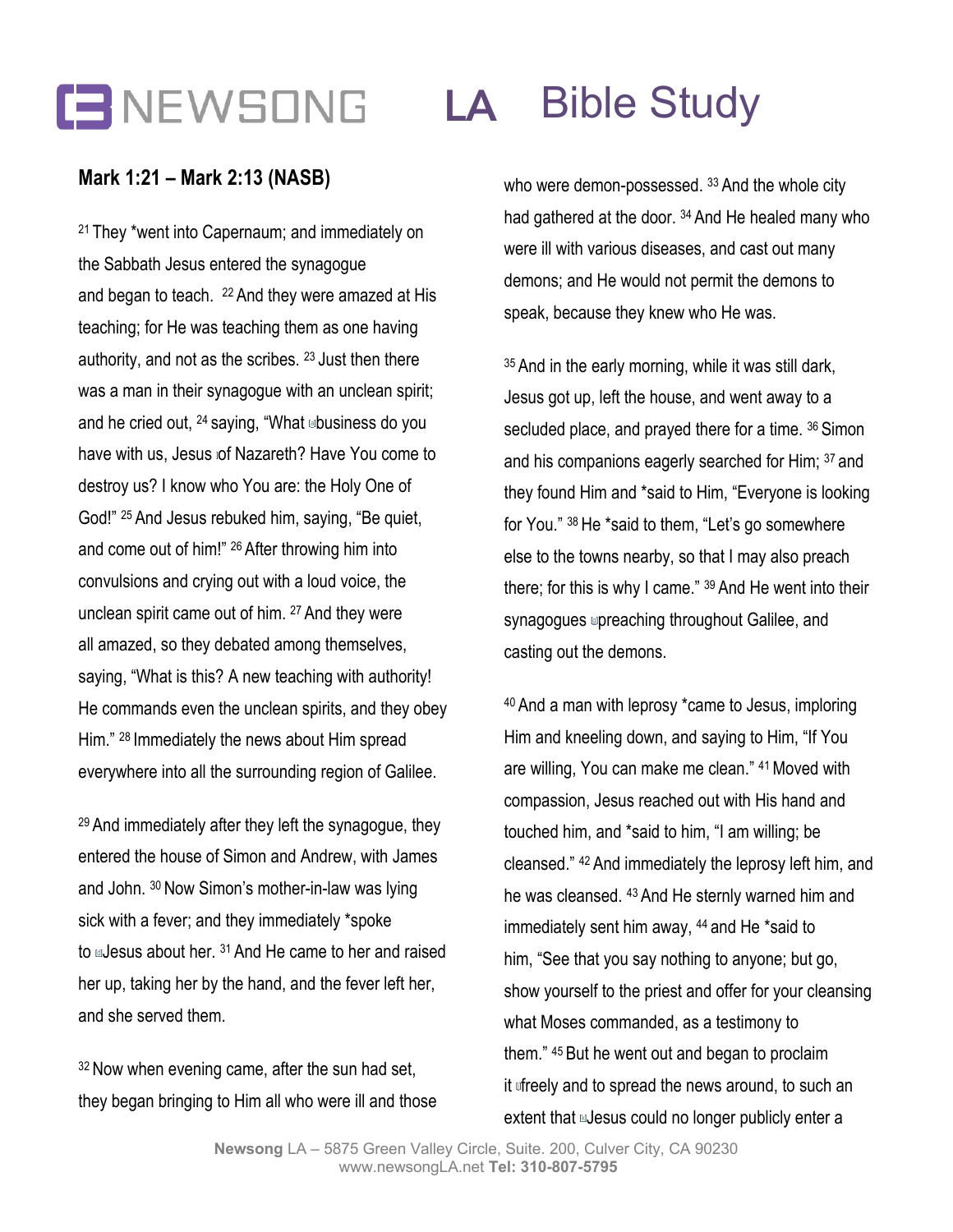# NEWSONG LA Bible Study

## Mark 1:21 – Mark 2:13 (NASB)

[21] They *went into Capernaum; and immediately on the Sabbath Jesus entered the synagogue and began to teach. [22] And they were amazed at His teaching; for He was teaching them as one having authority, and not as the scribes. [23] Just then there was a man in their synagogue with an unclean spirit; and he cried out, [24] saying, "What business do you have with us, Jesus of Nazareth? Have You come to destroy us? I know who You are: the Holy One of God!" [25] And Jesus rebuked him, saying, "Be quiet, and come out of him!" [26] After throwing him into convulsions and crying out with a loud voice, the unclean spirit came out of him. [27] And they were all amazed, so they debated among themselves, saying, "What is this? A new teaching with authority! He commands even the unclean spirits, and they obey Him." [28] Immediately the news about Him spread everywhere into all the surrounding region of Galilee.

[29] And immediately after they left the synagogue, they entered the house of Simon and Andrew, with James and John. [30] Now Simon's mother-in-law was lying sick with a fever; and they immediately *spoke to Jesus about her. [31] And He came to her and raised her up, taking her by the hand, and the fever left her, and she served them.

[32] Now when evening came, after the sun had set, they began bringing to Him all who were ill and those who were demon-possessed. [33] And the whole city had gathered at the door. [34] And He healed many who were ill with various diseases, and cast out many demons; and He would not permit the demons to speak, because they knew who He was.

[35] And in the early morning, while it was still dark, Jesus got up, left the house, and went away to a secluded place, and prayed there for a time. [36] Simon and his companions eagerly searched for Him; [37] and they found Him and *said to Him, "Everyone is looking for You." [38] He *said to them, "Let's go somewhere else to the towns nearby, so that I may also preach there; for this is why I came." [39] And He went into their synagogues preaching throughout Galilee, and casting out the demons.

[40] And a man with leprosy *came to Jesus, imploring Him and kneeling down, and saying to Him, "If You are willing, You can make me clean." [41] Moved with compassion, Jesus reached out with His hand and touched him, and *said to him, "I am willing; be cleansed." [42] And immediately the leprosy left him, and he was cleansed. [43] And He sternly warned him and immediately sent him away, [44] and He *said to him, "See that you say nothing to anyone; but go, show yourself to the priest and offer for your cleansing what Moses commanded, as a testimony to them." [45] But he went out and began to proclaim it freely and to spread the news around, to such an extent that Jesus could no longer publicly enter a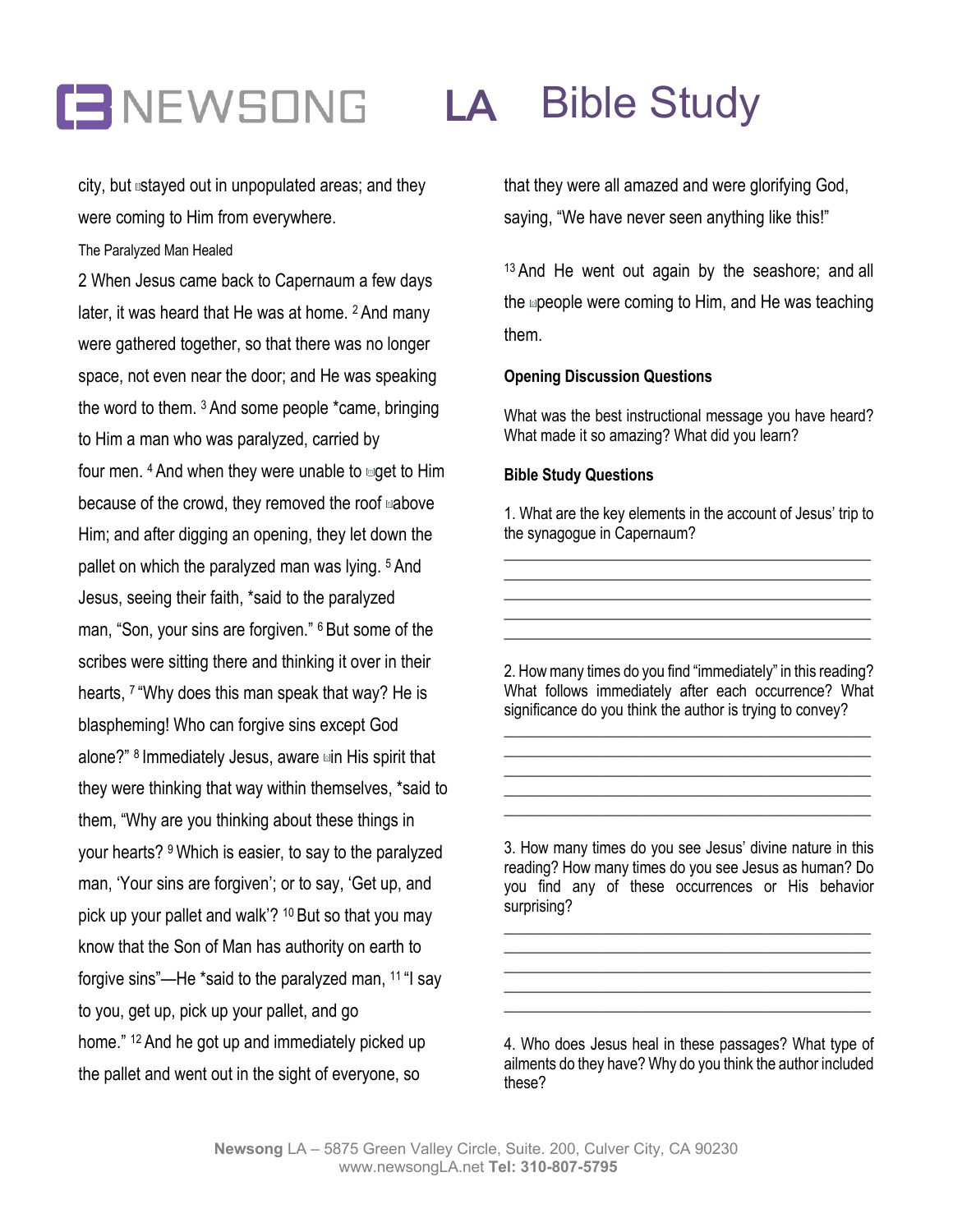city, but stayed out in unpopulated areas; and they were coming to Him from everywhere.

The Paralyzed Man Healed

2 When Jesus came back to Capernaum a few days later, it was heard that He was at home. [2] And many were gathered together, so that there was no longer space, not even near the door; and He was speaking the word to them. [3] And some people *came, bringing to Him a man who was paralyzed, carried by four men. [4] And when they were unable to get to Him because of the crowd, they removed the roof above Him; and after digging an opening, they let down the pallet on which the paralyzed man was lying. [5] And Jesus, seeing their faith, *said to the paralyzed man, "Son, your sins are forgiven." [6] But some of the scribes were sitting there and thinking it over in their hearts, [7] "Why does this man speak that way? He is blaspheming! Who can forgive sins except God alone?" [8] Immediately Jesus, aware in His spirit that they were thinking that way within themselves, *said to them, "Why are you thinking about these things in your hearts? [9] Which is easier, to say to the paralyzed man, 'Your sins are forgiven'; or to say, 'Get up, and pick up your pallet and walk'? [10] But so that you may know that the Son of Man has authority on earth to forgive sins"—He *said to the paralyzed man, [11] "I say to you, get up, pick up your pallet, and go home." [12] And he got up and immediately picked up the pallet and went out in the sight of everyone, so that they were all amazed and were glorifying God, saying, "We have never seen anything like this!"

[13] And He went out again by the seashore; and all the people were coming to Him, and He was teaching them.

**Opening Discussion Questions**

What was the best instructional message you have heard? What made it so amazing? What did you learn?

**Bible Study Questions**

1. What are the key elements in the account of Jesus' trip to the synagogue in Capernaum?

_______________________________________________
_______________________________________________
_______________________________________________
_______________________________________________
_______________________________________________

2. How many times do you find "immediately" in this reading? What follows immediately after each occurrence? What significance do you think the author is trying to convey?

_______________________________________________
_______________________________________________
_______________________________________________
_______________________________________________
_______________________________________________

3. How many times do you see Jesus' divine nature in this reading? How many times do you see Jesus as human? Do you find any of these occurrences or His behavior surprising?

_______________________________________________
_______________________________________________
_______________________________________________
_______________________________________________
_______________________________________________

4. Who does Jesus heal in these passages? What type of ailments do they have? Why do you think the author included these?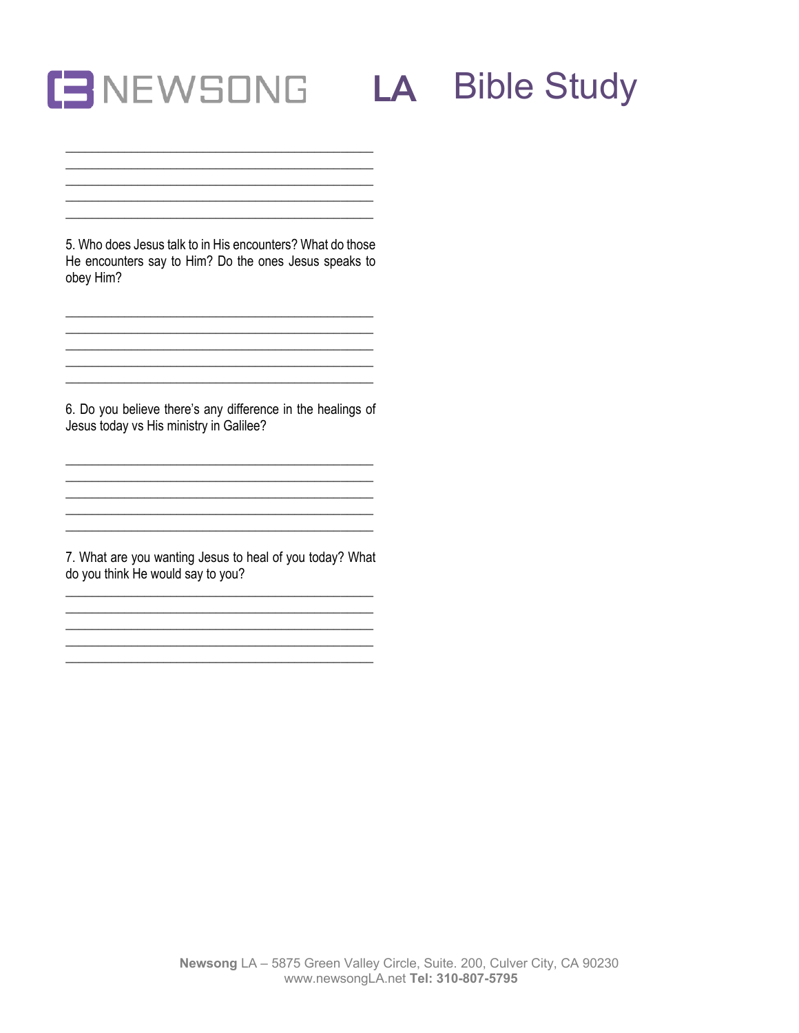5. Who does Jesus talk to in His encounters? What do those He encounters say to Him? Do the ones Jesus speaks to obey Him?

6. Do you believe there's any difference in the healings of Jesus today vs His ministry in Galilee?

7. What are you wanting Jesus to heal of you today? What do you think He would say to you?